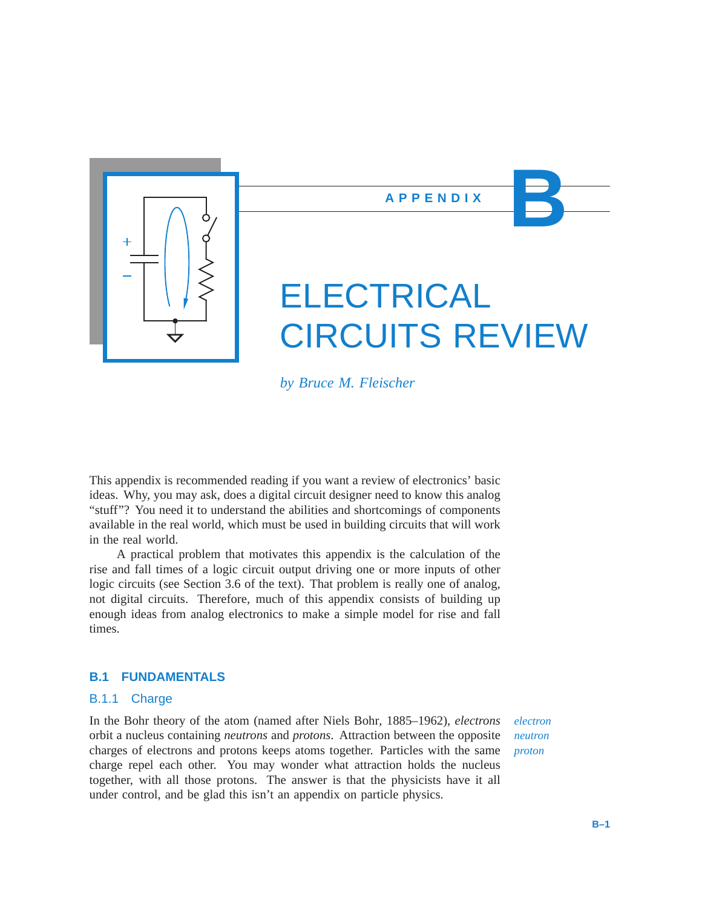# APPENDIX B

# ELECTRICAL CIRCUITS REVIEW

*by Bruce M. Fleischer*

This appendix is recommended reading if you want a review of electronics' basic ideas. Why, you may ask, does a digital circuit designer need to know this analog "stuff"? You need it to understand the abilities and shortcomings of components available in the real world, which must be used in building circuits that will work in the real world.

A practical problem that motivates this appendix is the calculation of the rise and fall times of a logic circuit output driving one or more inputs of other logic circuits (see Section 3.6 of the text). That problem is really one of analog, not digital circuits. Therefore, much of this appendix consists of building up enough ideas from analog electronics to make a simple model for rise and fall times.

## B.1 FUNDAMENTALS

### B.1.1 Charge

In the Bohr theory of the atom (named after Niels Bohr, 1885–1962), *electrons* orbit a nucleus containing *neutrons* and *protons*. Attraction between the opposite charges of electrons and protons keeps atoms together. Particles with the same charge repel each other. You may wonder what attraction holds the nucleus together, with all those protons. The answer is that the physicists have it all under control, and be glad this isn't an appendix on particle physics.

*electron*
*neutron*
*proton*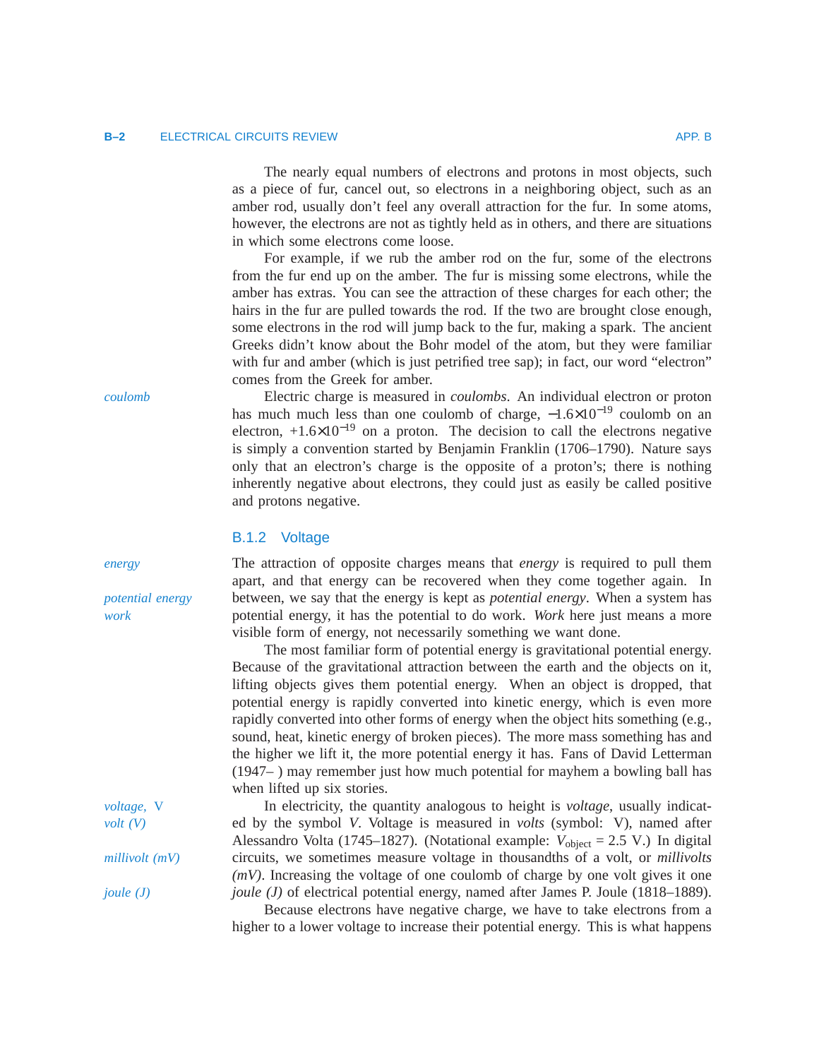The nearly equal numbers of electrons and protons in most objects, such as a piece of fur, cancel out, so electrons in a neighboring object, such as an amber rod, usually don't feel any overall attraction for the fur. In some atoms, however, the electrons are not as tightly held as in others, and there are situations in which some electrons come loose.

For example, if we rub the amber rod on the fur, some of the electrons from the fur end up on the amber. The fur is missing some electrons, while the amber has extras. You can see the attraction of these charges for each other; the hairs in the fur are pulled towards the rod. If the two are brought close enough, some electrons in the rod will jump back to the fur, making a spark. The ancient Greeks didn't know about the Bohr model of the atom, but they were familiar with fur and amber (which is just petrified tree sap); in fact, our word "electron" comes from the Greek for amber.

*coulomb*

Electric charge is measured in *coulombs*. An individual electron or proton has much much less than one coulomb of charge, $-1.6\times10^{-19}$ coulomb on an electron, $+1.6\times10^{-19}$ on a proton. The decision to call the electrons negative is simply a convention started by Benjamin Franklin (1706–1790). Nature says only that an electron's charge is the opposite of a proton's; there is nothing inherently negative about electrons, they could just as easily be called positive and protons negative.

### B.1.2 Voltage

*energy*

*potential energy*

*work*

The attraction of opposite charges means that *energy* is required to pull them apart, and that energy can be recovered when they come together again. In between, we say that the energy is kept as *potential energy*. When a system has potential energy, it has the potential to do work. *Work* here just means a more visible form of energy, not necessarily something we want done.

The most familiar form of potential energy is gravitational potential energy. Because of the gravitational attraction between the earth and the objects on it, lifting objects gives them potential energy. When an object is dropped, that potential energy is rapidly converted into kinetic energy, which is even more rapidly converted into other forms of energy when the object hits something (e.g., sound, heat, kinetic energy of broken pieces). The more mass something has and the higher we lift it, the more potential energy it has. Fans of David Letterman (1947– ) may remember just how much potential for mayhem a bowling ball has when lifted up six stories.

*voltage,* V

*volt (V)*

*millivolt (mV)*

*joule (J)*

In electricity, the quantity analogous to height is *voltage*, usually indicated by the symbol $V$. Voltage is measured in *volts* (symbol: V), named after Alessandro Volta (1745–1827). (Notational example: $V_{\text{object}} = 2.5$ V.) In digital circuits, we sometimes measure voltage in thousandths of a volt, or *millivolts (mV)*. Increasing the voltage of one coulomb of charge by one volt gives it one *joule (J)* of electrical potential energy, named after James P. Joule (1818–1889).

Because electrons have negative charge, we have to take electrons from a higher to a lower voltage to increase their potential energy. This is what happens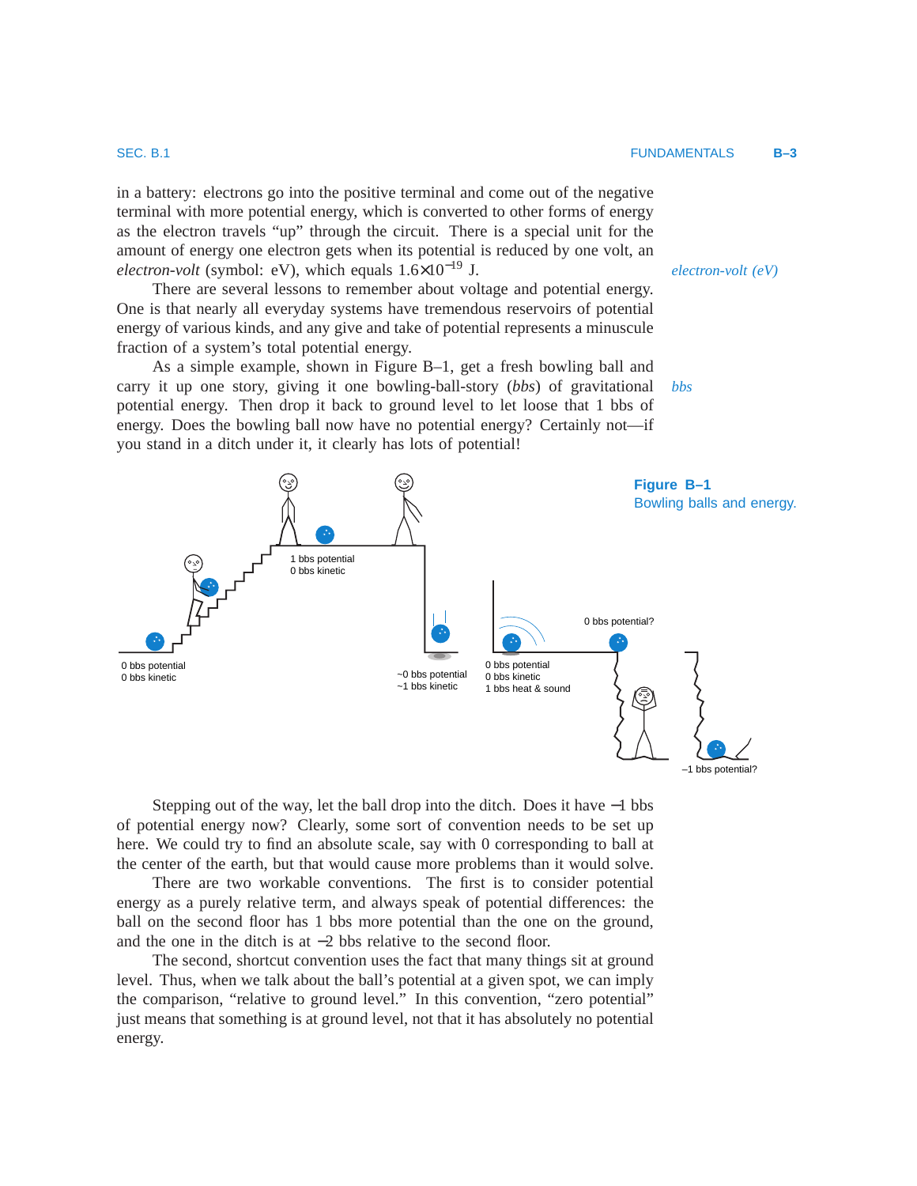in a battery: electrons go into the positive terminal and come out of the negative terminal with more potential energy, which is converted to other forms of energy as the electron travels "up" through the circuit. There is a special unit for the amount of energy one electron gets when its potential is reduced by one volt, an *electron-volt* (symbol: eV), which equals $1.6\times10^{-19}$ J.

*electron-volt (eV)*

There are several lessons to remember about voltage and potential energy. One is that nearly all everyday systems have tremendous reservoirs of potential energy of various kinds, and any give and take of potential represents a minuscule fraction of a system's total potential energy.

As a simple example, shown in Figure B–1, get a fresh bowling ball and carry it up one story, giving it one bowling-ball-story (*bbs*) of gravitational potential energy. Then drop it back to ground level to let loose that 1 bbs of energy. Does the bowling ball now have no potential energy? Certainly not—if you stand in a ditch under it, it clearly has lots of potential!

*bbs*

**Figure B–1**
Bowling balls and energy.

Stepping out of the way, let the ball drop into the ditch. Does it have −1 bbs of potential energy now? Clearly, some sort of convention needs to be set up here. We could try to find an absolute scale, say with 0 corresponding to ball at the center of the earth, but that would cause more problems than it would solve.

There are two workable conventions. The first is to consider potential energy as a purely relative term, and always speak of potential differences: the ball on the second floor has 1 bbs more potential than the one on the ground, and the one in the ditch is at −2 bbs relative to the second floor.

The second, shortcut convention uses the fact that many things sit at ground level. Thus, when we talk about the ball's potential at a given spot, we can imply the comparison, "relative to ground level." In this convention, "zero potential" just means that something is at ground level, not that it has absolutely no potential energy.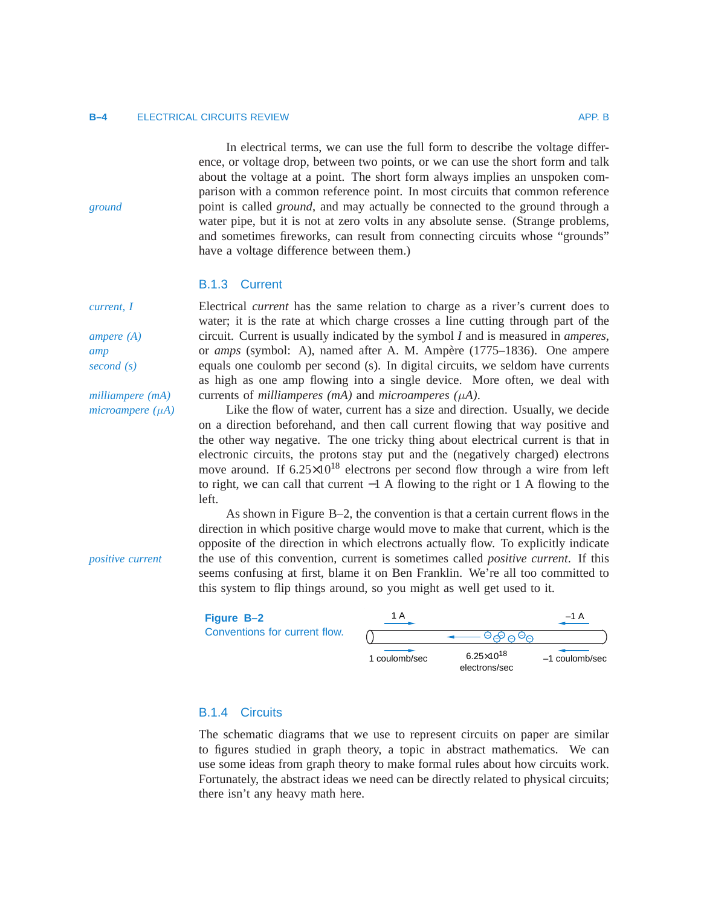In electrical terms, we can use the full form to describe the voltage difference, or voltage drop, between two points, or we can use the short form and talk about the voltage at a point. The short form always implies an unspoken comparison with a common reference point. In most circuits that common reference point is called *ground*, and may actually be connected to the ground through a water pipe, but it is not at zero volts in any absolute sense. (Strange problems, and sometimes fireworks, can result from connecting circuits whose "grounds" have a voltage difference between them.)

### B.1.3 Current

Electrical *current* has the same relation to charge as a river's current does to water; it is the rate at which charge crosses a line cutting through part of the circuit. Current is usually indicated by the symbol $I$ and is measured in *amperes*, or *amps* (symbol: A), named after A. M. Ampère (1775–1836). One ampere equals one coulomb per second (s). In digital circuits, we seldom have currents as high as one amp flowing into a single device. More often, we deal with currents of *milliamperes (mA)* and *microamperes (μA)*.

Like the flow of water, current has a size and direction. Usually, we decide on a direction beforehand, and then call current flowing that way positive and the other way negative. The one tricky thing about electrical current is that in electronic circuits, the protons stay put and the (negatively charged) electrons move around. If $6.25 \times 10^{18}$ electrons per second flow through a wire from left to right, we can call that current −1 A flowing to the right or 1 A flowing to the left.

As shown in Figure B–2, the convention is that a certain current flows in the direction in which positive charge would move to make that current, which is the opposite of the direction in which electrons actually flow. To explicitly indicate the use of this convention, current is sometimes called *positive current*. If this seems confusing at first, blame it on Ben Franklin. We're all too committed to this system to flip things around, so you might as well get used to it.

**Figure B–2** Conventions for current flow.

### B.1.4 Circuits

The schematic diagrams that we use to represent circuits on paper are similar to figures studied in graph theory, a topic in abstract mathematics. We can use some ideas from graph theory to make formal rules about how circuits work. Fortunately, the abstract ideas we need can be directly related to physical circuits; there isn't any heavy math here.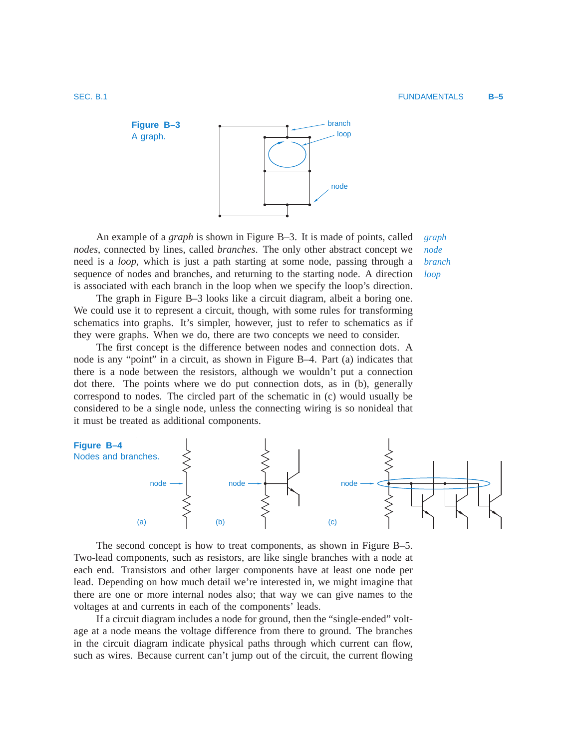**Figure B–3**
A graph.

branch
loop
node

An example of a *graph* is shown in Figure B–3. It is made of points, called *nodes*, connected by lines, called *branches*. The only other abstract concept we need is a *loop*, which is just a path starting at some node, passing through a sequence of nodes and branches, and returning to the starting node. A direction is associated with each branch in the loop when we specify the loop's direction.

*graph*
*node*
*branch*
*loop*

The graph in Figure B–3 looks like a circuit diagram, albeit a boring one. We could use it to represent a circuit, though, with some rules for transforming schematics into graphs. It's simpler, however, just to refer to schematics as if they were graphs. When we do, there are two concepts we need to consider.

The first concept is the difference between nodes and connection dots. A node is any "point" in a circuit, as shown in Figure B–4. Part (a) indicates that there is a node between the resistors, although we wouldn't put a connection dot there. The points where we do put connection dots, as in (b), generally correspond to nodes. The circled part of the schematic in (c) would usually be considered to be a single node, unless the connecting wiring is so nonideal that it must be treated as additional components.

**Figure B–4**
Nodes and branches.

node
(a)
node
(b)
node
(c)

The second concept is how to treat components, as shown in Figure B–5. Two-lead components, such as resistors, are like single branches with a node at each end. Transistors and other larger components have at least one node per lead. Depending on how much detail we're interested in, we might imagine that there are one or more internal nodes also; that way we can give names to the voltages at and currents in each of the components' leads.

If a circuit diagram includes a node for ground, then the "single-ended" voltage at a node means the voltage difference from there to ground. The branches in the circuit diagram indicate physical paths through which current can flow, such as wires. Because current can't jump out of the circuit, the current flowing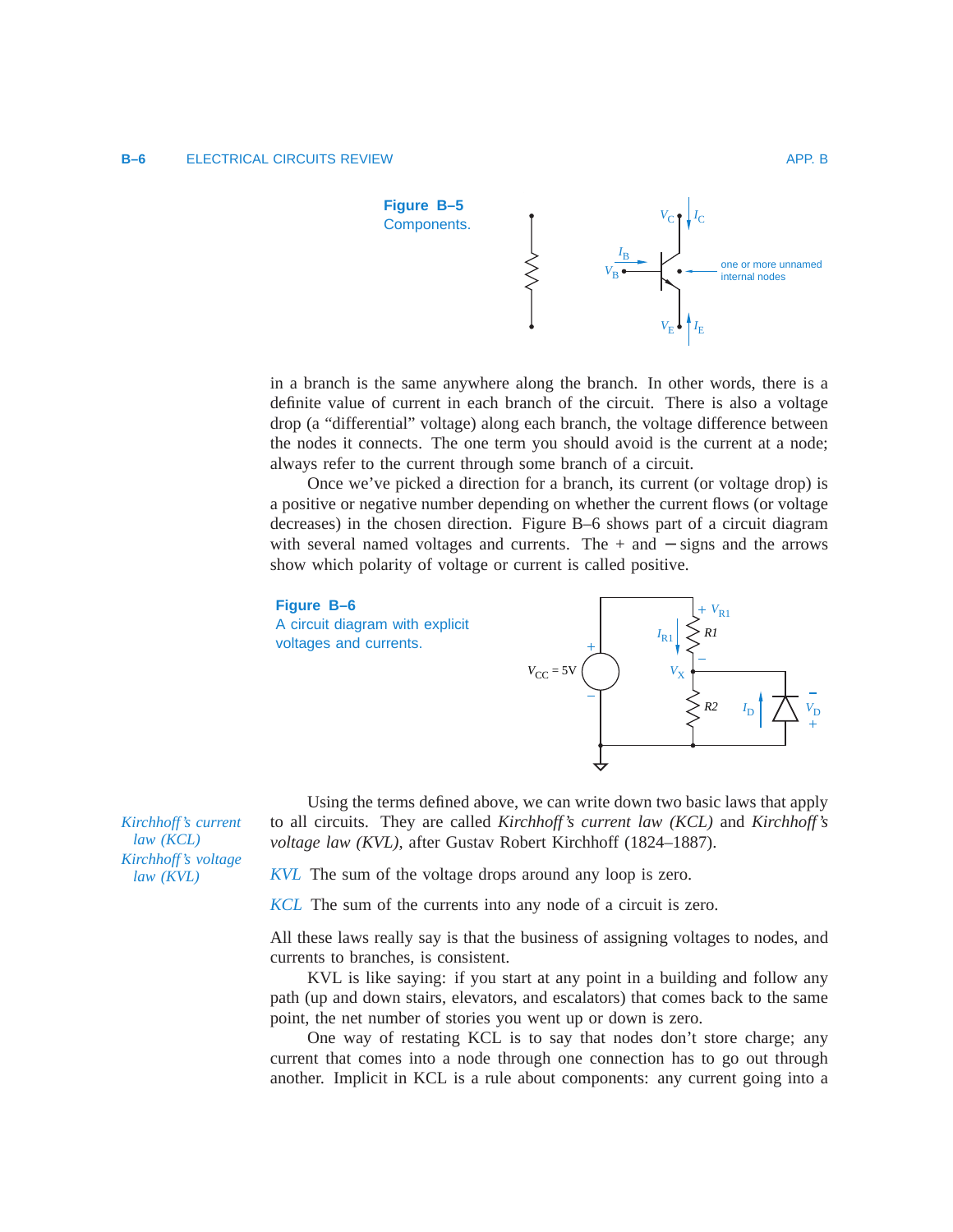**Figure B–5**
Components.

in a branch is the same anywhere along the branch. In other words, there is a definite value of current in each branch of the circuit. There is also a voltage drop (a "differential" voltage) along each branch, the voltage difference between the nodes it connects. The one term you should avoid is the current at a node; always refer to the current through some branch of a circuit.

Once we've picked a direction for a branch, its current (or voltage drop) is a positive or negative number depending on whether the current flows (or voltage decreases) in the chosen direction. Figure B–6 shows part of a circuit diagram with several named voltages and currents. The + and − signs and the arrows show which polarity of voltage or current is called positive.

**Figure B–6**
A circuit diagram with explicit voltages and currents.

Using the terms defined above, we can write down two basic laws that apply to all circuits. They are called *Kirchhoff's current law (KCL)* and *Kirchhoff's voltage law (KVL)*, after Gustav Robert Kirchhoff (1824–1887).

*Kirchhoff's current law (KCL)*
*Kirchhoff's voltage law (KVL)*

*KVL* The sum of the voltage drops around any loop is zero.

*KCL* The sum of the currents into any node of a circuit is zero.

All these laws really say is that the business of assigning voltages to nodes, and currents to branches, is consistent.

KVL is like saying: if you start at any point in a building and follow any path (up and down stairs, elevators, and escalators) that comes back to the same point, the net number of stories you went up or down is zero.

One way of restating KCL is to say that nodes don't store charge; any current that comes into a node through one connection has to go out through another. Implicit in KCL is a rule about components: any current going into a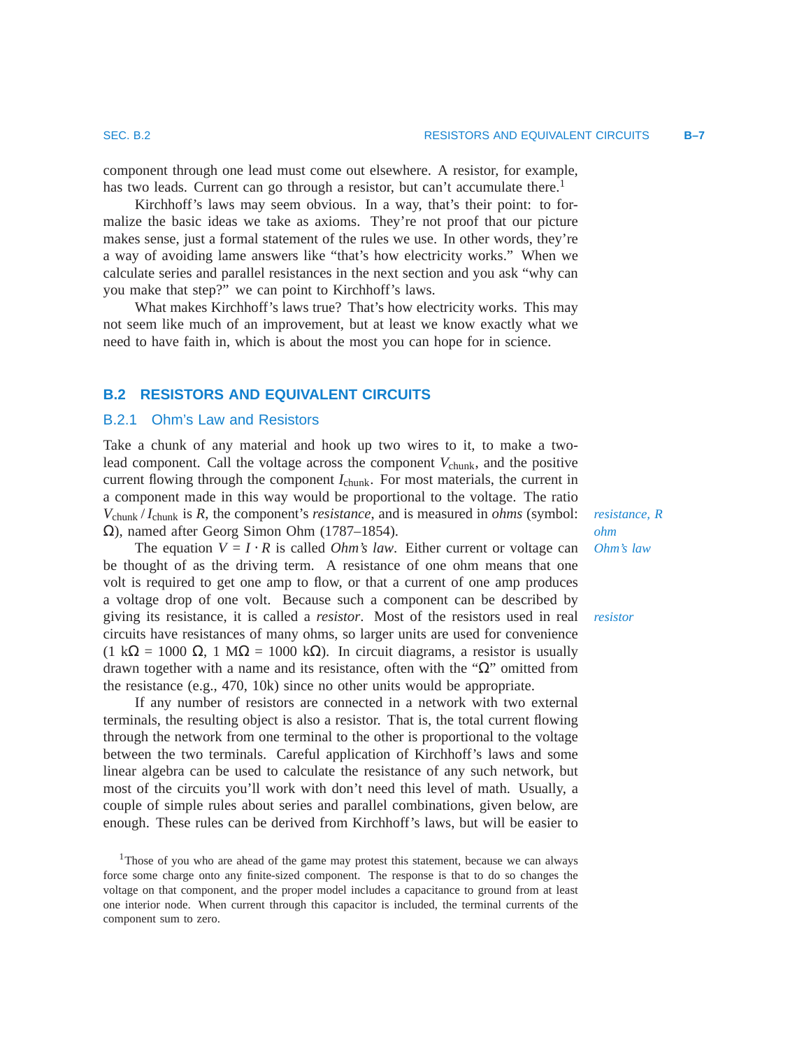component through one lead must come out elsewhere. A resistor, for example, has two leads. Current can go through a resistor, but can't accumulate there.[1]

Kirchhoff's laws may seem obvious. In a way, that's their point: to formalize the basic ideas we take as axioms. They're not proof that our picture makes sense, just a formal statement of the rules we use. In other words, they're a way of avoiding lame answers like "that's how electricity works." When we calculate series and parallel resistances in the next section and you ask "why can you make that step?" we can point to Kirchhoff's laws.

What makes Kirchhoff's laws true? That's how electricity works. This may not seem like much of an improvement, but at least we know exactly what we need to have faith in, which is about the most you can hope for in science.

## B.2 RESISTORS AND EQUIVALENT CIRCUITS

### B.2.1 Ohm's Law and Resistors

Take a chunk of any material and hook up two wires to it, to make a two-lead component. Call the voltage across the component $V_{\text{chunk}}$, and the positive current flowing through the component $I_{\text{chunk}}$. For most materials, the current in a component made in this way would be proportional to the voltage. The ratio $V_{\text{chunk}} / I_{\text{chunk}}$ is $R$, the component's *resistance*, and is measured in *ohms* (symbol: $\Omega$), named after Georg Simon Ohm (1787–1854).

*resistance, R*

*ohm*

The equation $V = I \cdot R$ is called *Ohm's law*. Either current or voltage can be thought of as the driving term. A resistance of one ohm means that one volt is required to get one amp to flow, or that a current of one amp produces a voltage drop of one volt. Because such a component can be described by giving its resistance, it is called a *resistor*. Most of the resistors used in real circuits have resistances of many ohms, so larger units are used for convenience (1 k$\Omega$ = 1000 $\Omega$, 1 M$\Omega$ = 1000 k$\Omega$). In circuit diagrams, a resistor is usually drawn together with a name and its resistance, often with the "$\Omega$" omitted from the resistance (e.g., 470, 10k) since no other units would be appropriate.

*Ohm's law*

*resistor*

If any number of resistors are connected in a network with two external terminals, the resulting object is also a resistor. That is, the total current flowing through the network from one terminal to the other is proportional to the voltage between the two terminals. Careful application of Kirchhoff's laws and some linear algebra can be used to calculate the resistance of any such network, but most of the circuits you'll work with don't need this level of math. Usually, a couple of simple rules about series and parallel combinations, given below, are enough. These rules can be derived from Kirchhoff's laws, but will be easier to

[1] Those of you who are ahead of the game may protest this statement, because we can always force some charge onto any finite-sized component. The response is that to do so changes the voltage on that component, and the proper model includes a capacitance to ground from at least one interior node. When current through this capacitor is included, the terminal currents of the component sum to zero.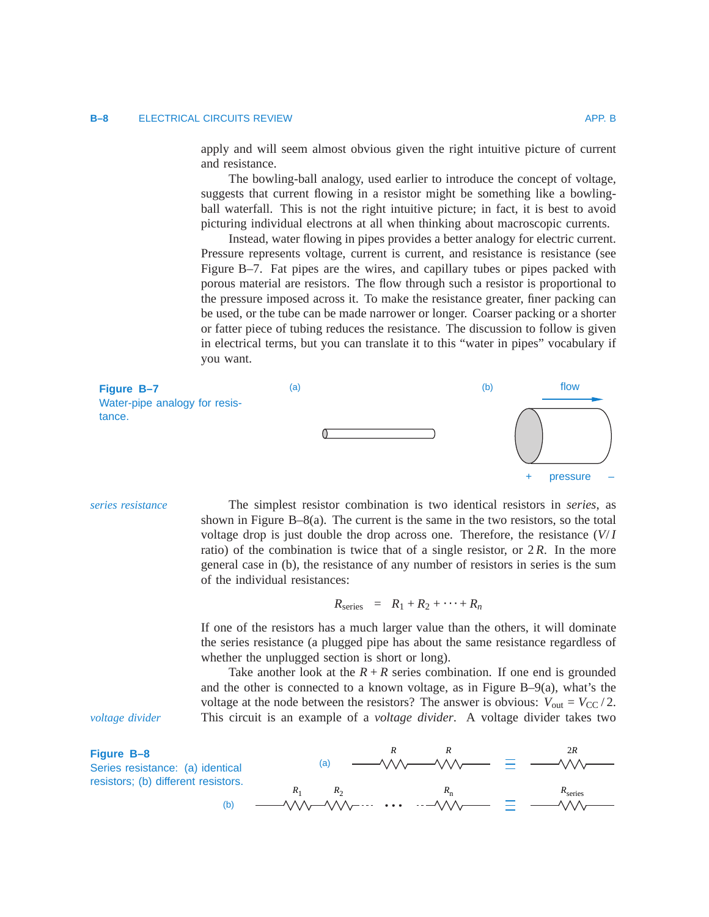apply and will seem almost obvious given the right intuitive picture of current and resistance.

The bowling-ball analogy, used earlier to introduce the concept of voltage, suggests that current flowing in a resistor might be something like a bowling-ball waterfall. This is not the right intuitive picture; in fact, it is best to avoid picturing individual electrons at all when thinking about macroscopic currents.

Instead, water flowing in pipes provides a better analogy for electric current. Pressure represents voltage, current is current, and resistance is resistance (see Figure B–7. Fat pipes are the wires, and capillary tubes or pipes packed with porous material are resistors. The flow through such a resistor is proportional to the pressure imposed across it. To make the resistance greater, finer packing can be used, or the tube can be made narrower or longer. Coarser packing or a shorter or fatter piece of tubing reduces the resistance. The discussion to follow is given in electrical terms, but you can translate it to this "water in pipes" vocabulary if you want.

**Figure B–7** Water-pipe analogy for resistance.

*series resistance*

The simplest resistor combination is two identical resistors in *series*, as shown in Figure B–8(a). The current is the same in the two resistors, so the total voltage drop is just double the drop across one. Therefore, the resistance ($V/I$ ratio) of the combination is twice that of a single resistor, or $2R$. In the more general case in (b), the resistance of any number of resistors in series is the sum of the individual resistances:

$$R_{\text{series}} = R_1 + R_2 + \cdots + R_n$$

If one of the resistors has a much larger value than the others, it will dominate the series resistance (a plugged pipe has about the same resistance regardless of whether the unplugged section is short or long).

Take another look at the $R + R$ series combination. If one end is grounded and the other is connected to a known voltage, as in Figure B–9(a), what's the voltage at the node between the resistors? The answer is obvious: $V_{\text{out}} = V_{\text{CC}}/2$.

*voltage divider*

This circuit is an example of a *voltage divider*. A voltage divider takes two

**Figure B–8** Series resistance: (a) identical resistors; (b) different resistors.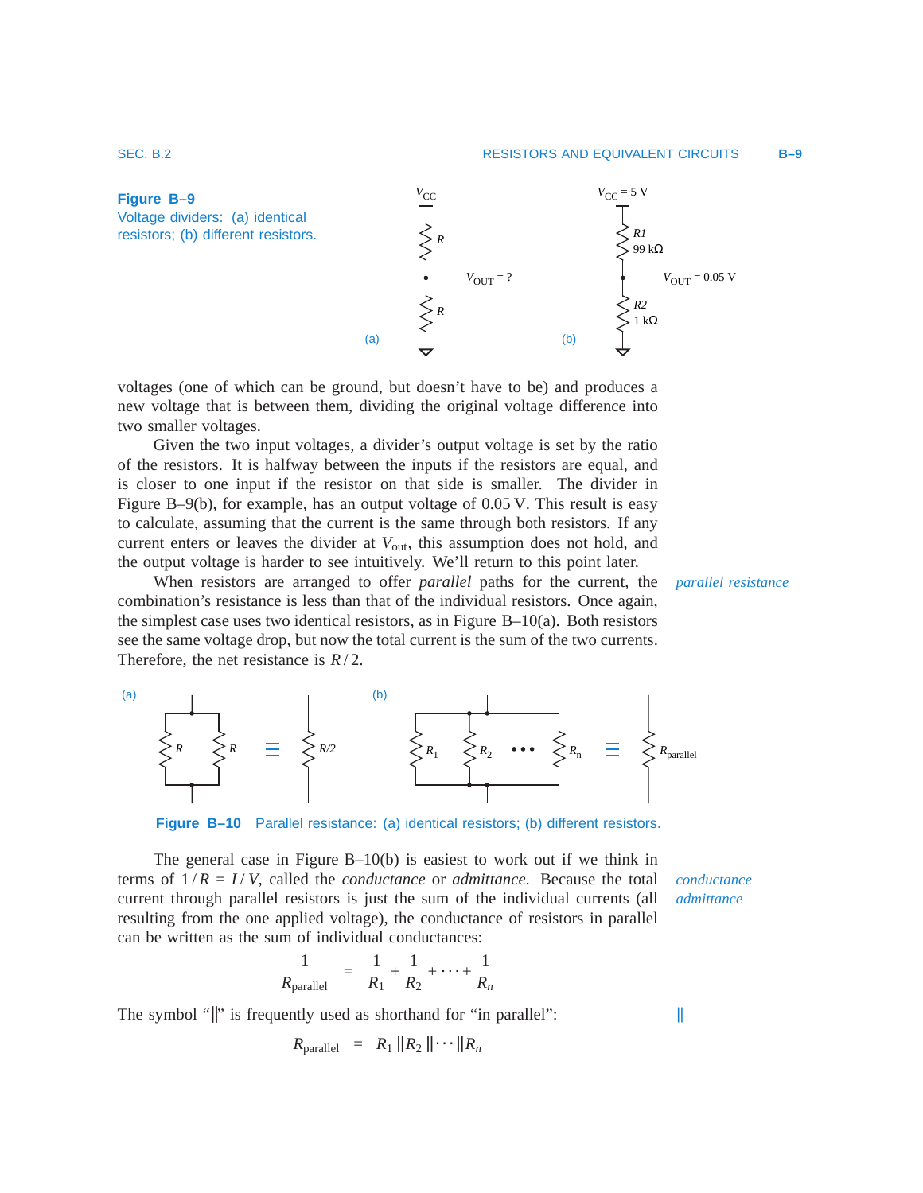**Figure B–9** Voltage dividers: (a) identical resistors; (b) different resistors.

voltages (one of which can be ground, but doesn't have to be) and produces a new voltage that is between them, dividing the original voltage difference into two smaller voltages.

Given the two input voltages, a divider's output voltage is set by the ratio of the resistors. It is halfway between the inputs if the resistors are equal, and is closer to one input if the resistor on that side is smaller. The divider in Figure B–9(b), for example, has an output voltage of 0.05 V. This result is easy to calculate, assuming that the current is the same through both resistors. If any current enters or leaves the divider at $V_{\text{out}}$, this assumption does not hold, and the output voltage is harder to see intuitively. We'll return to this point later.

*parallel resistance*

When resistors are arranged to offer *parallel* paths for the current, the combination's resistance is less than that of the individual resistors. Once again, the simplest case uses two identical resistors, as in Figure B–10(a). Both resistors see the same voltage drop, but now the total current is the sum of the two currents. Therefore, the net resistance is $R/2$.

**Figure B–10** Parallel resistance: (a) identical resistors; (b) different resistors.

*conductance*
*admittance*

The general case in Figure B–10(b) is easiest to work out if we think in terms of $1/R = I/V$, called the *conductance* or *admittance*. Because the total current through parallel resistors is just the sum of the individual currents (all resulting from the one applied voltage), the conductance of resistors in parallel can be written as the sum of individual conductances:

$$\frac{1}{R_{\text{parallel}}} = \frac{1}{R_1} + \frac{1}{R_2} + \cdots + \frac{1}{R_n}$$

The symbol "$\|$" is frequently used as shorthand for "in parallel":

$$R_{\text{parallel}} = R_1 \| R_2 \| \cdots \| R_n$$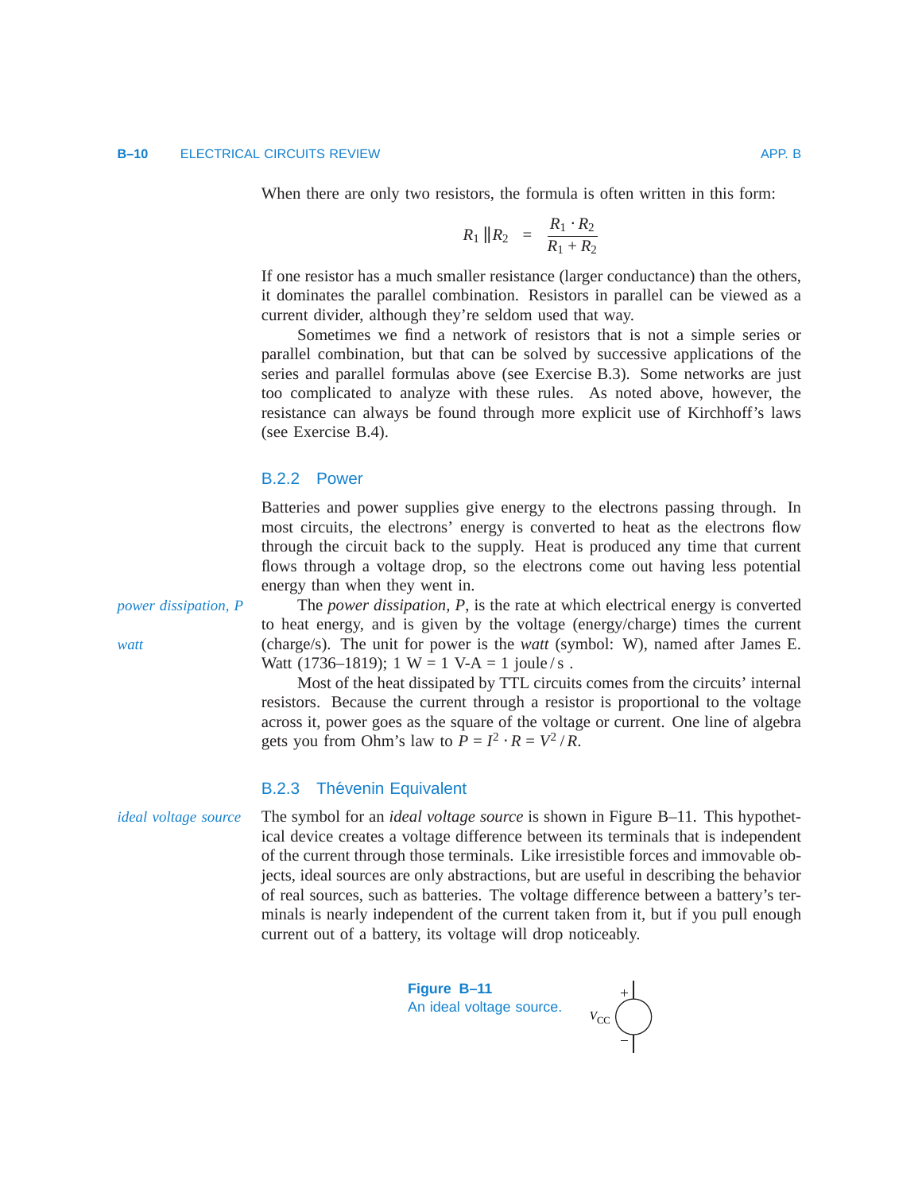When there are only two resistors, the formula is often written in this form:

$$R_1 \| R_2 \;=\; \frac{R_1 \cdot R_2}{R_1 + R_2}$$

If one resistor has a much smaller resistance (larger conductance) than the others, it dominates the parallel combination. Resistors in parallel can be viewed as a current divider, although they're seldom used that way.

Sometimes we find a network of resistors that is not a simple series or parallel combination, but that can be solved by successive applications of the series and parallel formulas above (see Exercise B.3). Some networks are just too complicated to analyze with these rules. As noted above, however, the resistance can always be found through more explicit use of Kirchhoff's laws (see Exercise B.4).

### B.2.2 Power

Batteries and power supplies give energy to the electrons passing through. In most circuits, the electrons' energy is converted to heat as the electrons flow through the circuit back to the supply. Heat is produced any time that current flows through a voltage drop, so the electrons come out having less potential energy than when they went in.

*power dissipation, P*

*watt*

The *power dissipation, P,* is the rate at which electrical energy is converted to heat energy, and is given by the voltage (energy/charge) times the current (charge/s). The unit for power is the *watt* (symbol: W), named after James E. Watt (1736–1819); 1 W = 1 V-A = 1 joule / s .

Most of the heat dissipated by TTL circuits comes from the circuits' internal resistors. Because the current through a resistor is proportional to the voltage across it, power goes as the square of the voltage or current. One line of algebra gets you from Ohm's law to $P = I^2 \cdot R = V^2 / R$.

### B.2.3 Thévenin Equivalent

*ideal voltage source*

The symbol for an *ideal voltage source* is shown in Figure B–11. This hypothetical device creates a voltage difference between its terminals that is independent of the current through those terminals. Like irresistible forces and immovable objects, ideal sources are only abstractions, but are useful in describing the behavior of real sources, such as batteries. The voltage difference between a battery's terminals is nearly independent of the current taken from it, but if you pull enough current out of a battery, its voltage will drop noticeably.

**Figure B–11**
An ideal voltage source.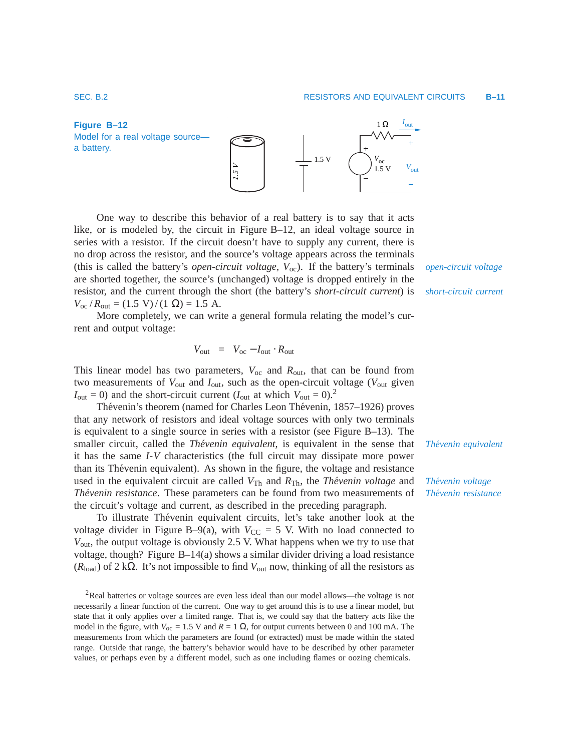**Figure B–12**
Model for a real voltage source—a battery.

One way to describe this behavior of a real battery is to say that it acts like, or is modeled by, the circuit in Figure B–12, an ideal voltage source in series with a resistor. If the circuit doesn't have to supply any current, there is no drop across the resistor, and the source's voltage appears across the terminals (this is called the battery's *open-circuit voltage*, $V_{oc}$). If the battery's terminals are shorted together, the source's (unchanged) voltage is dropped entirely in the resistor, and the current through the short (the battery's *short-circuit current*) is $V_{oc} / R_{out} = (1.5\ \text{V}) / (1\ \Omega) = 1.5\ \text{A}$.

More completely, we can write a general formula relating the model's current and output voltage:

$$V_{out} \quad = \quad V_{oc} - I_{out} \cdot R_{out}$$

This linear model has two parameters, $V_{oc}$ and $R_{out}$, that can be found from two measurements of $V_{out}$ and $I_{out}$, such as the open-circuit voltage ($V_{out}$ given $I_{out} = 0$) and the short-circuit current ($I_{out}$ at which $V_{out} = 0$).[2]

Thévenin's theorem (named for Charles Leon Thévenin, 1857–1926) proves that any network of resistors and ideal voltage sources with only two terminals is equivalent to a single source in series with a resistor (see Figure B–13). The smaller circuit, called the *Thévenin equivalent*, is equivalent in the sense that it has the same *I*-*V* characteristics (the full circuit may dissipate more power than its Thévenin equivalent). As shown in the figure, the voltage and resistance used in the equivalent circuit are called $V_{Th}$ and $R_{Th}$, the *Thévenin voltage* and *Thévenin resistance*. These parameters can be found from two measurements of the circuit's voltage and current, as described in the preceding paragraph.

To illustrate Thévenin equivalent circuits, let's take another look at the voltage divider in Figure B–9(a), with $V_{CC} = 5$ V. With no load connected to $V_{out}$, the output voltage is obviously 2.5 V. What happens when we try to use that voltage, though? Figure B–14(a) shows a similar divider driving a load resistance ($R_{load}$) of 2 kΩ. It's not impossible to find $V_{out}$ now, thinking of all the resistors as

[2] Real batteries or voltage sources are even less ideal than our model allows—the voltage is not necessarily a linear function of the current. One way to get around this is to use a linear model, but state that it only applies over a limited range. That is, we could say that the battery acts like the model in the figure, with $V_{oc} = 1.5$ V and $R = 1\ \Omega$, for output currents between 0 and 100 mA. The measurements from which the parameters are found (or extracted) must be made within the stated range. Outside that range, the battery's behavior would have to be described by other parameter values, or perhaps even by a different model, such as one including flames or oozing chemicals.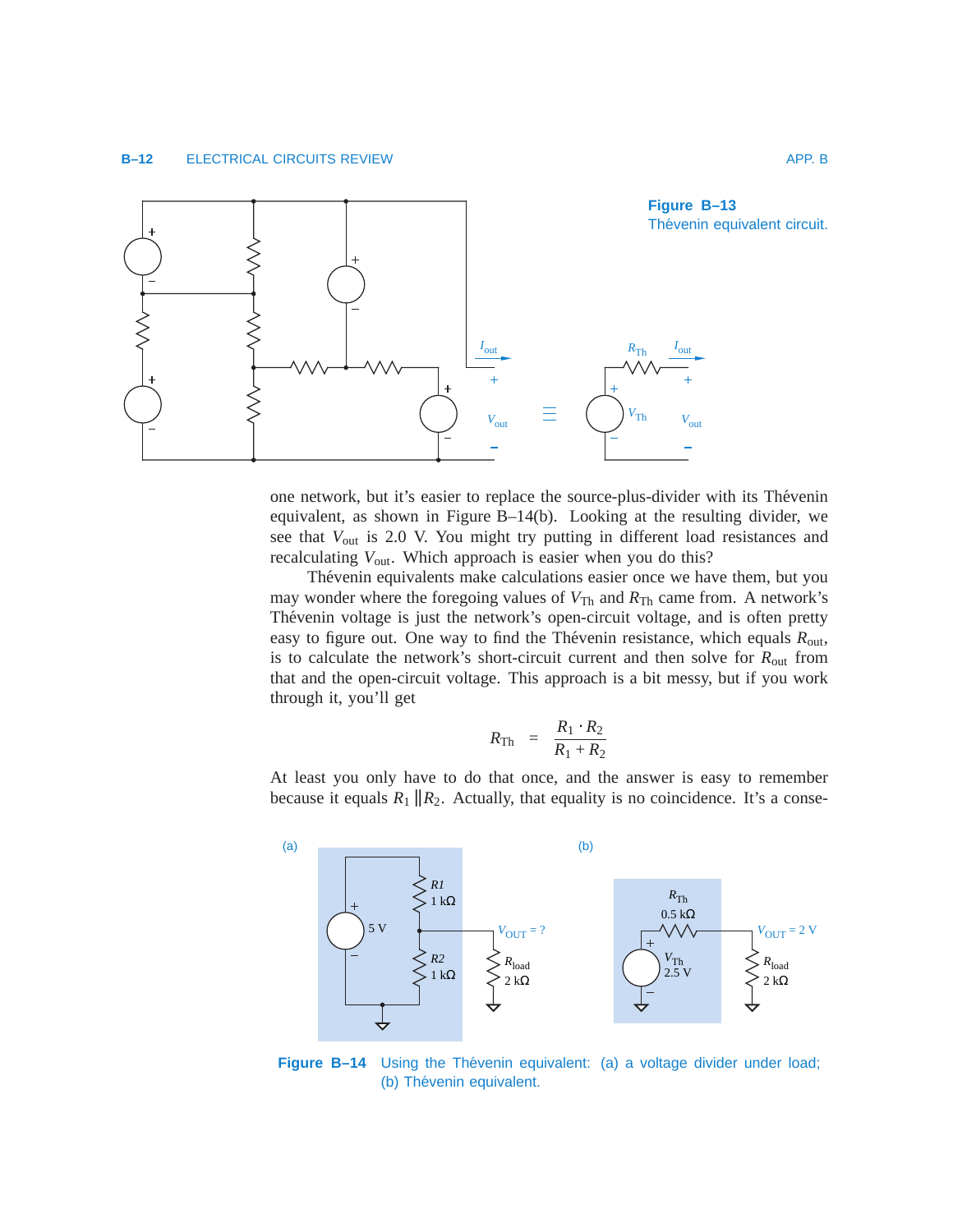Figure B–13
Thévenin equivalent circuit.

one network, but it's easier to replace the source-plus-divider with its Thévenin equivalent, as shown in Figure B–14(b). Looking at the resulting divider, we see that $V_{out}$ is 2.0 V. You might try putting in different load resistances and recalculating $V_{out}$. Which approach is easier when you do this?

Thévenin equivalents make calculations easier once we have them, but you may wonder where the foregoing values of $V_{Th}$ and $R_{Th}$ came from. A network's Thévenin voltage is just the network's open-circuit voltage, and is often pretty easy to figure out. One way to find the Thévenin resistance, which equals $R_{out}$, is to calculate the network's short-circuit current and then solve for $R_{out}$ from that and the open-circuit voltage. This approach is a bit messy, but if you work through it, you'll get

$$R_{Th} = \frac{R_1 \cdot R_2}{R_1 + R_2}$$

At least you only have to do that once, and the answer is easy to remember because it equals $R_1 \| R_2$. Actually, that equality is no coincidence. It's a conse-

Figure B–14 Using the Thévenin equivalent: (a) a voltage divider under load; (b) Thévenin equivalent.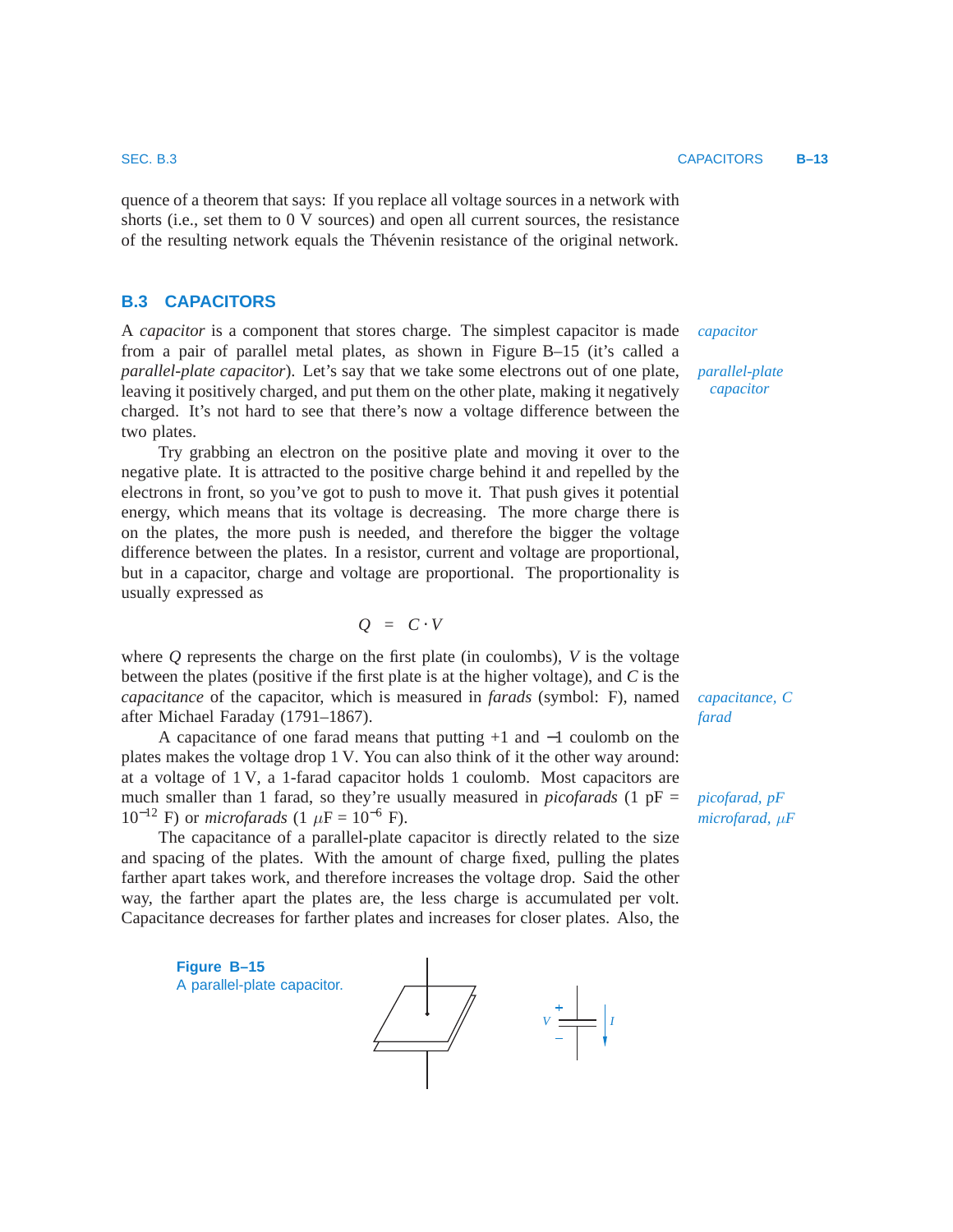quence of a theorem that says: If you replace all voltage sources in a network with shorts (i.e., set them to 0 V sources) and open all current sources, the resistance of the resulting network equals the Thévenin resistance of the original network.

## B.3 CAPACITORS

A *capacitor* is a component that stores charge. The simplest capacitor is made from a pair of parallel metal plates, as shown in Figure B–15 (it's called a *parallel-plate capacitor*). Let's say that we take some electrons out of one plate, leaving it positively charged, and put them on the other plate, making it negatively charged. It's not hard to see that there's now a voltage difference between the two plates.

Try grabbing an electron on the positive plate and moving it over to the negative plate. It is attracted to the positive charge behind it and repelled by the electrons in front, so you've got to push to move it. That push gives it potential energy, which means that its voltage is decreasing. The more charge there is on the plates, the more push is needed, and therefore the bigger the voltage difference between the plates. In a resistor, current and voltage are proportional, but in a capacitor, charge and voltage are proportional. The proportionality is usually expressed as

$$Q = C \cdot V$$

where $Q$ represents the charge on the first plate (in coulombs), $V$ is the voltage between the plates (positive if the first plate is at the higher voltage), and $C$ is the *capacitance* of the capacitor, which is measured in *farads* (symbol: F), named after Michael Faraday (1791–1867).

A capacitance of one farad means that putting +1 and −1 coulomb on the plates makes the voltage drop 1 V. You can also think of it the other way around: at a voltage of 1 V, a 1-farad capacitor holds 1 coulomb. Most capacitors are much smaller than 1 farad, so they're usually measured in *picofarads* (1 pF = $10^{-12}$ F) or *microfarads* (1 $\mu$F = $10^{-6}$ F).

The capacitance of a parallel-plate capacitor is directly related to the size and spacing of the plates. With the amount of charge fixed, pulling the plates farther apart takes work, and therefore increases the voltage drop. Said the other way, the farther apart the plates are, the less charge is accumulated per volt. Capacitance decreases for farther plates and increases for closer plates. Also, the

**Figure B–15**
A parallel-plate capacitor.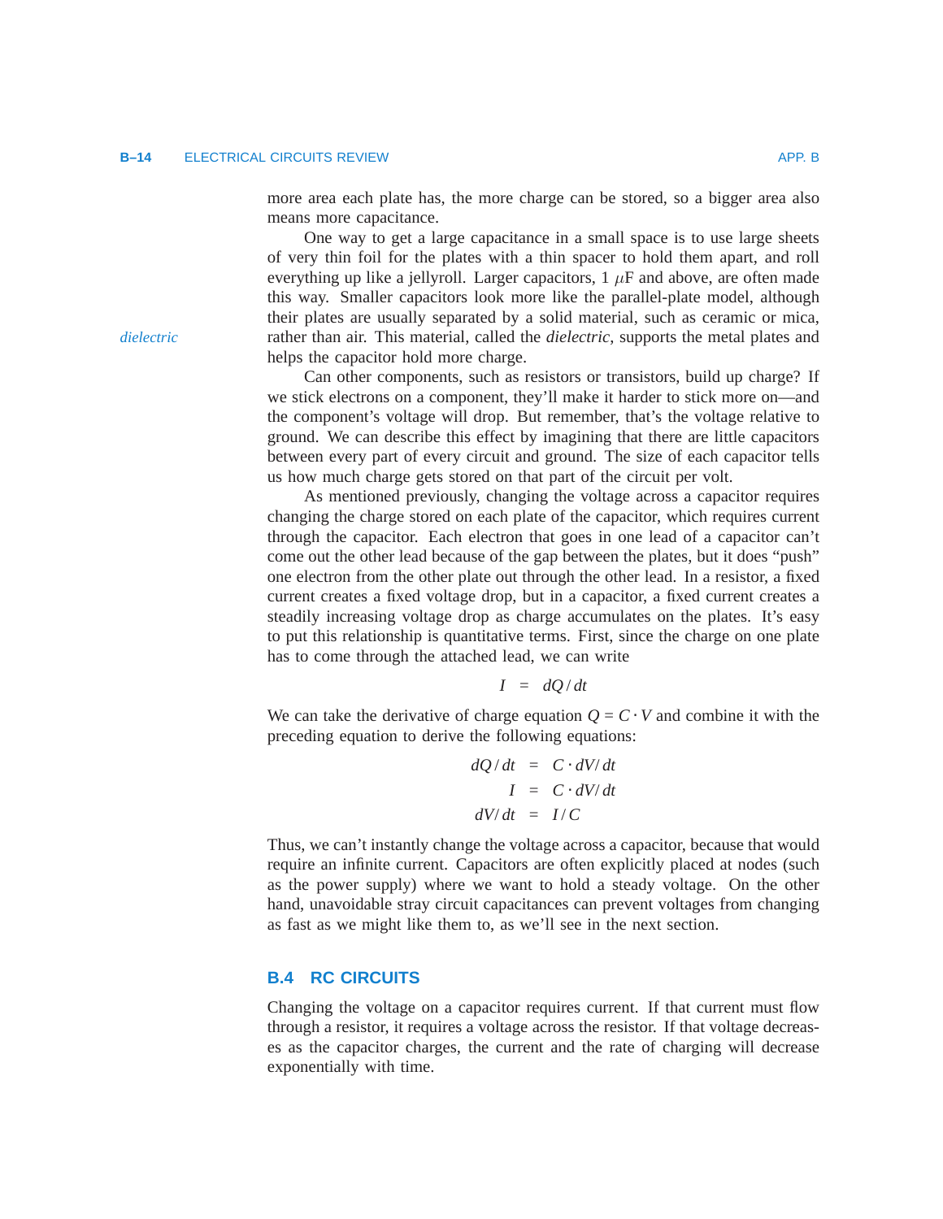more area each plate has, the more charge can be stored, so a bigger area also means more capacitance.

One way to get a large capacitance in a small space is to use large sheets of very thin foil for the plates with a thin spacer to hold them apart, and roll everything up like a jellyroll. Larger capacitors, 1 $\mu$F and above, are often made this way. Smaller capacitors look more like the parallel-plate model, although their plates are usually separated by a solid material, such as ceramic or mica, rather than air. This material, called the *dielectric*, supports the metal plates and helps the capacitor hold more charge.

*dielectric*

Can other components, such as resistors or transistors, build up charge? If we stick electrons on a component, they'll make it harder to stick more on—and the component's voltage will drop. But remember, that's the voltage relative to ground. We can describe this effect by imagining that there are little capacitors between every part of every circuit and ground. The size of each capacitor tells us how much charge gets stored on that part of the circuit per volt.

As mentioned previously, changing the voltage across a capacitor requires changing the charge stored on each plate of the capacitor, which requires current through the capacitor. Each electron that goes in one lead of a capacitor can't come out the other lead because of the gap between the plates, but it does "push" one electron from the other plate out through the other lead. In a resistor, a fixed current creates a fixed voltage drop, but in a capacitor, a fixed current creates a steadily increasing voltage drop as charge accumulates on the plates. It's easy to put this relationship is quantitative terms. First, since the charge on one plate has to come through the attached lead, we can write

$$I = dQ/dt$$

We can take the derivative of charge equation $Q = C \cdot V$ and combine it with the preceding equation to derive the following equations:

$$\begin{aligned} dQ/dt &= C \cdot dV/dt \\ I &= C \cdot dV/dt \\ dV/dt &= I/C \end{aligned}$$

Thus, we can't instantly change the voltage across a capacitor, because that would require an infinite current. Capacitors are often explicitly placed at nodes (such as the power supply) where we want to hold a steady voltage. On the other hand, unavoidable stray circuit capacitances can prevent voltages from changing as fast as we might like them to, as we'll see in the next section.

## B.4 RC CIRCUITS

Changing the voltage on a capacitor requires current. If that current must flow through a resistor, it requires a voltage across the resistor. If that voltage decreases as the capacitor charges, the current and the rate of charging will decrease exponentially with time.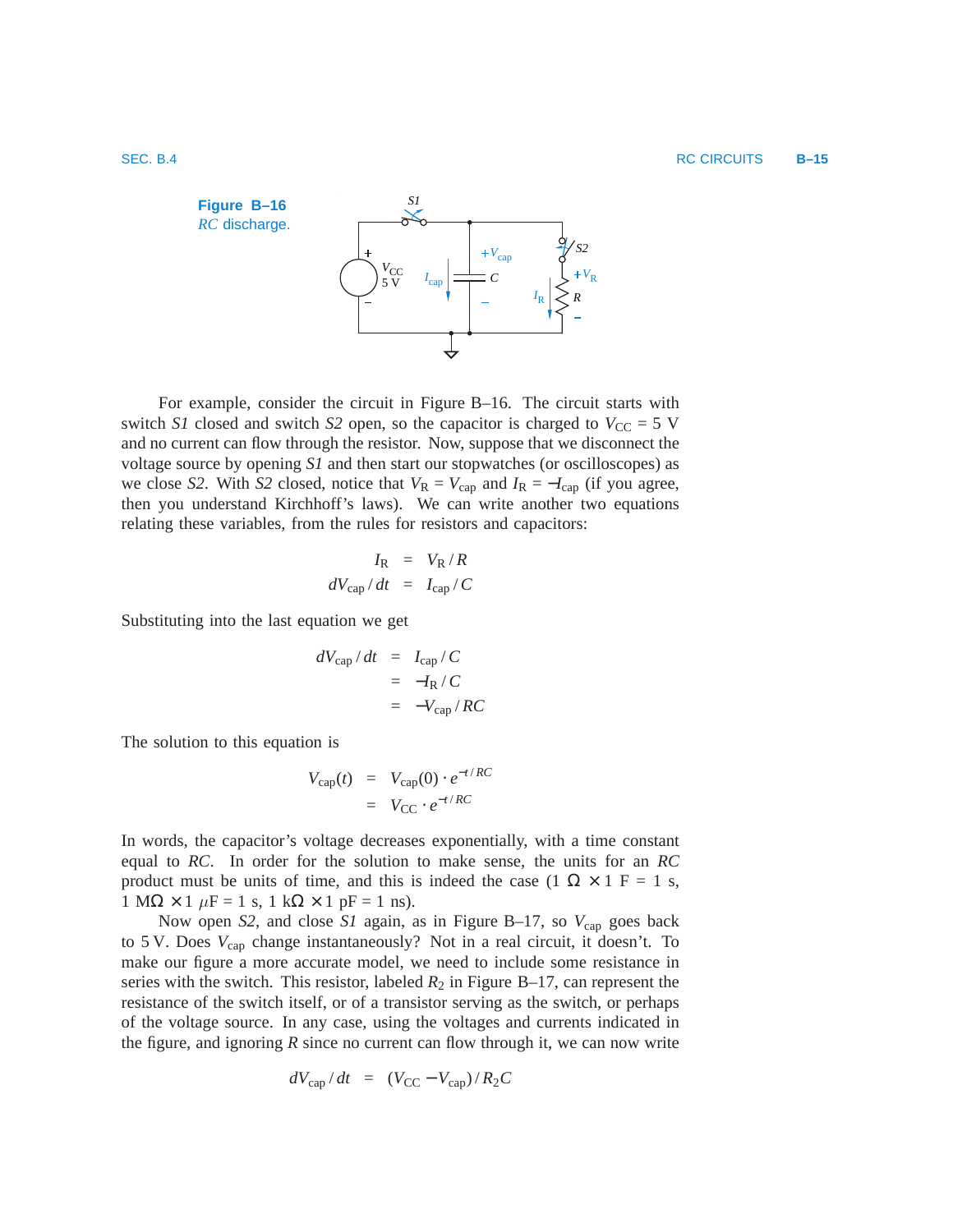**Figure B–16**
*RC* discharge.

For example, consider the circuit in Figure B–16. The circuit starts with switch *S1* closed and switch *S2* open, so the capacitor is charged to $V_{CC} = 5$ V and no current can flow through the resistor. Now, suppose that we disconnect the voltage source by opening *S1* and then start our stopwatches (or oscilloscopes) as we close *S2*. With *S2* closed, notice that $V_R = V_{cap}$ and $I_R = -I_{cap}$ (if you agree, then you understand Kirchhoff's laws). We can write another two equations relating these variables, from the rules for resistors and capacitors:

$$
\begin{aligned}
I_R &= V_R / R \\
dV_{cap} / dt &= I_{cap} / C
\end{aligned}
$$

Substituting into the last equation we get

$$
\begin{aligned}
dV_{cap} / dt &= I_{cap} / C \\
&= -I_R / C \\
&= -V_{cap} / RC
\end{aligned}
$$

The solution to this equation is

$$
\begin{aligned}
V_{cap}(t) &= V_{cap}(0) \cdot e^{-t/RC} \\
&= V_{CC} \cdot e^{-t/RC}
\end{aligned}
$$

In words, the capacitor's voltage decreases exponentially, with a time constant equal to *RC*. In order for the solution to make sense, the units for an *RC* product must be units of time, and this is indeed the case (1 $\Omega \times 1$ F = 1 s, 1 M$\Omega \times 1$ $\mu$F = 1 s, 1 k$\Omega \times 1$ pF = 1 ns).

Now open *S2*, and close *S1* again, as in Figure B–17, so $V_{cap}$ goes back to 5 V. Does $V_{cap}$ change instantaneously? Not in a real circuit, it doesn't. To make our figure a more accurate model, we need to include some resistance in series with the switch. This resistor, labeled $R_2$ in Figure B–17, can represent the resistance of the switch itself, or of a transistor serving as the switch, or perhaps of the voltage source. In any case, using the voltages and currents indicated in the figure, and ignoring *R* since no current can flow through it, we can now write

$$
dV_{cap} / dt = (V_{CC} - V_{cap}) / R_2 C
$$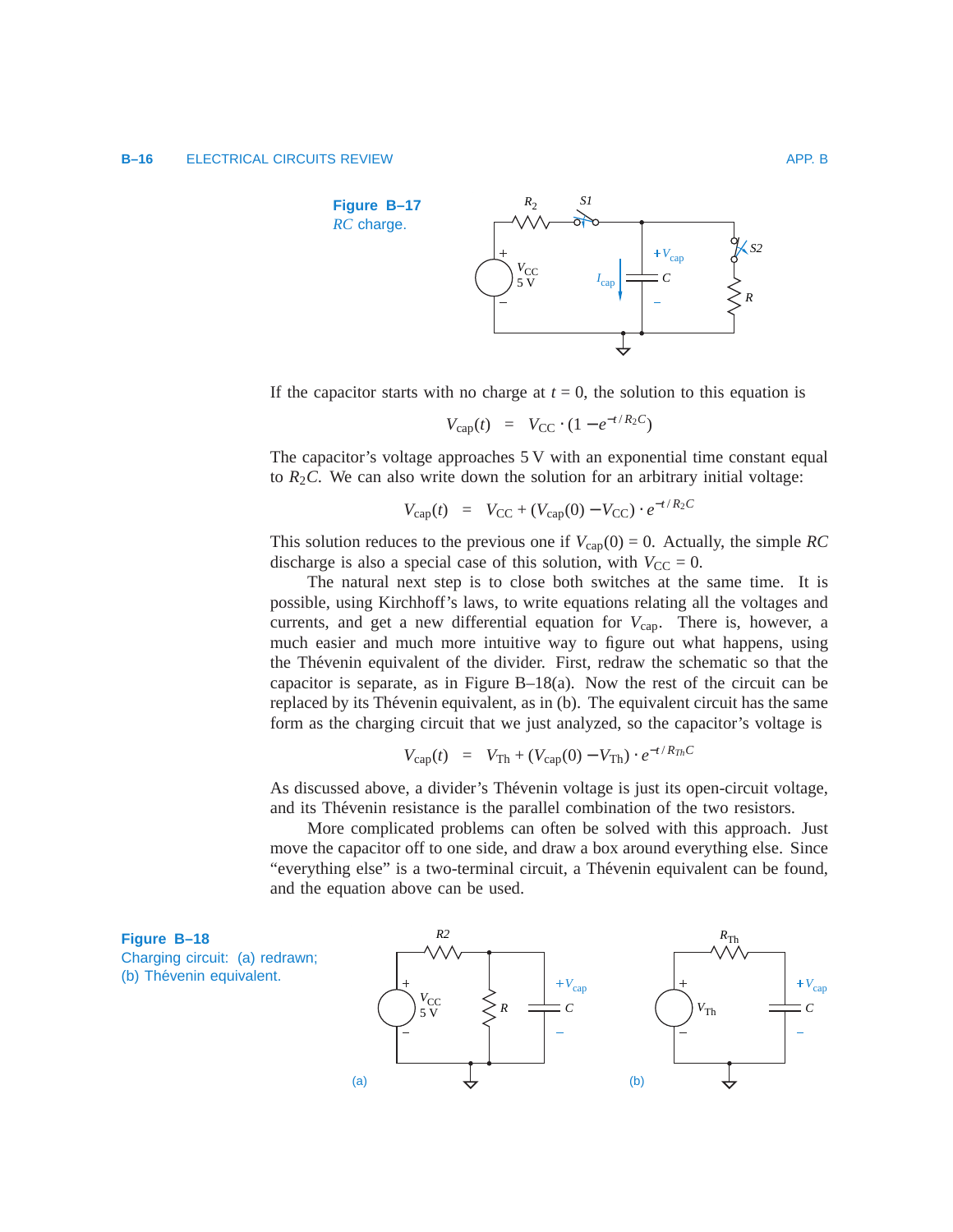Figure B–17
*RC* charge.

If the capacitor starts with no charge at $t = 0$, the solution to this equation is

$$V_{cap}(t) \quad = \quad V_{CC} \cdot (1 - e^{-t/R_2C})$$

The capacitor's voltage approaches 5 V with an exponential time constant equal to $R_2C$. We can also write down the solution for an arbitrary initial voltage:

$$V_{cap}(t) \quad = \quad V_{CC} + (V_{cap}(0) - V_{CC}) \cdot e^{-t/R_2C}$$

This solution reduces to the previous one if $V_{cap}(0) = 0$. Actually, the simple *RC* discharge is also a special case of this solution, with $V_{CC} = 0$.

The natural next step is to close both switches at the same time. It is possible, using Kirchhoff's laws, to write equations relating all the voltages and currents, and get a new differential equation for $V_{cap}$. There is, however, a much easier and much more intuitive way to figure out what happens, using the Thévenin equivalent of the divider. First, redraw the schematic so that the capacitor is separate, as in Figure B–18(a). Now the rest of the circuit can be replaced by its Thévenin equivalent, as in (b). The equivalent circuit has the same form as the charging circuit that we just analyzed, so the capacitor's voltage is

$$V_{cap}(t) \quad = \quad V_{Th} + (V_{cap}(0) - V_{Th}) \cdot e^{-t/R_{Th}C}$$

As discussed above, a divider's Thévenin voltage is just its open-circuit voltage, and its Thévenin resistance is the parallel combination of the two resistors.

More complicated problems can often be solved with this approach. Just move the capacitor off to one side, and draw a box around everything else. Since "everything else" is a two-terminal circuit, a Thévenin equivalent can be found, and the equation above can be used.

Figure B–18
Charging circuit: (a) redrawn; (b) Thévenin equivalent.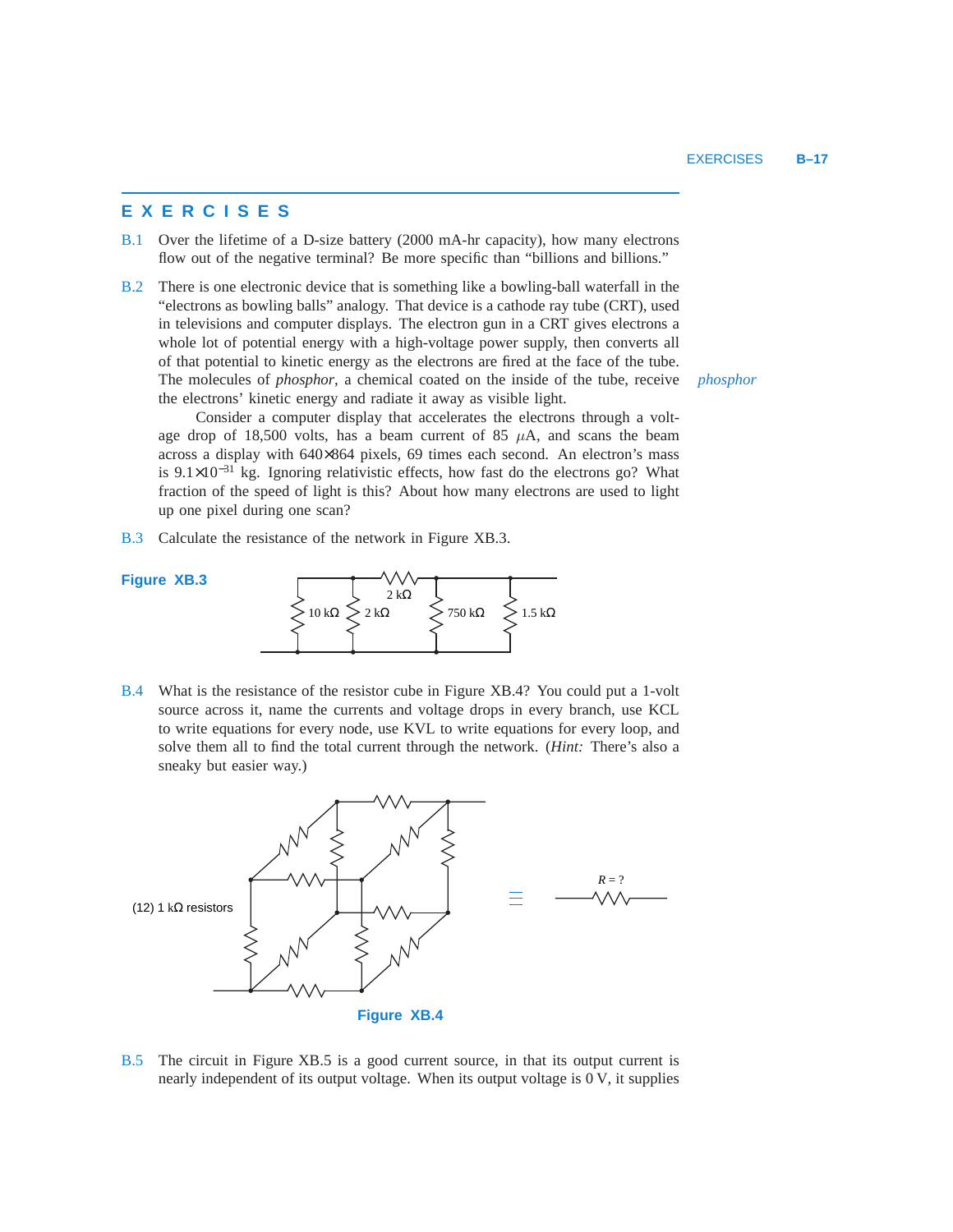## EXERCISES

**B.1** Over the lifetime of a D-size battery (2000 mA-hr capacity), how many electrons flow out of the negative terminal? Be more specific than "billions and billions."

**B.2** There is one electronic device that is something like a bowling-ball waterfall in the "electrons as bowling balls" analogy. That device is a cathode ray tube (CRT), used in televisions and computer displays. The electron gun in a CRT gives electrons a whole lot of potential energy with a high-voltage power supply, then converts all of that potential to kinetic energy as the electrons are fired at the face of the tube. The molecules of *phosphor*, a chemical coated on the inside of the tube, receive the electrons' kinetic energy and radiate it away as visible light.

*phosphor*

Consider a computer display that accelerates the electrons through a voltage drop of 18,500 volts, has a beam current of 85 $\mu$A, and scans the beam across a display with 640×864 pixels, 69 times each second. An electron's mass is $9.1\times10^{-31}$ kg. Ignoring relativistic effects, how fast do the electrons go? What fraction of the speed of light is this? About how many electrons are used to light up one pixel during one scan?

**B.3** Calculate the resistance of the network in Figure XB.3.

**Figure XB.3**

10 kΩ, 2 kΩ, 2 kΩ, 750 kΩ, 1.5 kΩ

**B.4** What is the resistance of the resistor cube in Figure XB.4? You could put a 1-volt source across it, name the currents and voltage drops in every branch, use KCL to write equations for every node, use KVL to write equations for every loop, and solve them all to find the total current through the network. (*Hint:* There's also a sneaky but easier way.)

(12) 1 kΩ resistors ≡ $R = ?$

**Figure XB.4**

**B.5** The circuit in Figure XB.5 is a good current source, in that its output current is nearly independent of its output voltage. When its output voltage is 0 V, it supplies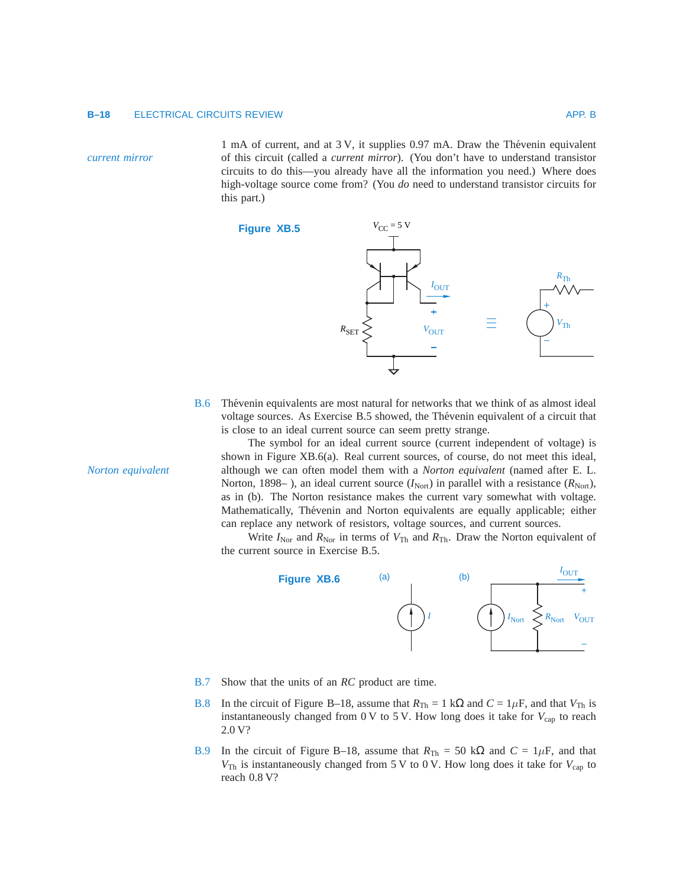1 mA of current, and at 3 V, it supplies 0.97 mA. Draw the Thévenin equivalent of this circuit (called a *current mirror*). (You don't have to understand transistor circuits to do this—you already have all the information you need.) Where does high-voltage source come from? (You *do* need to understand transistor circuits for this part.)

*current mirror*

**Figure XB.5**

$V_{CC} = 5$ V

$I_{OUT}$

$R_{SET}$

$V_{OUT}$

$R_{Th}$

$V_{Th}$

B.6 Thévenin equivalents are most natural for networks that we think of as almost ideal voltage sources. As Exercise B.5 showed, the Thévenin equivalent of a circuit that is close to an ideal current source can seem pretty strange.

The symbol for an ideal current source (current independent of voltage) is shown in Figure XB.6(a). Real current sources, of course, do not meet this ideal, although we can often model them with a *Norton equivalent* (named after E. L. Norton, 1898– ), an ideal current source ($I_{Nort}$) in parallel with a resistance ($R_{Nort}$), as in (b). The Norton resistance makes the current vary somewhat with voltage. Mathematically, Thévenin and Norton equivalents are equally applicable; either can replace any network of resistors, voltage sources, and current sources.

*Norton equivalent*

Write $I_{Nor}$ and $R_{Nor}$ in terms of $V_{Th}$ and $R_{Th}$. Draw the Norton equivalent of the current source in Exercise B.5.

**Figure XB.6**

(a)

$I$

(b)

$I_{OUT}$

$I_{Nort}$

$R_{Nort}$

$V_{OUT}$

B.7 Show that the units of an $RC$ product are time.

B.8 In the circuit of Figure B–18, assume that $R_{Th} = 1$ kΩ and $C = 1\mu$F, and that $V_{Th}$ is instantaneously changed from 0 V to 5 V. How long does it take for $V_{cap}$ to reach 2.0 V?

B.9 In the circuit of Figure B–18, assume that $R_{Th} = 50$ kΩ and $C = 1\mu$F, and that $V_{Th}$ is instantaneously changed from 5 V to 0 V. How long does it take for $V_{cap}$ to reach 0.8 V?